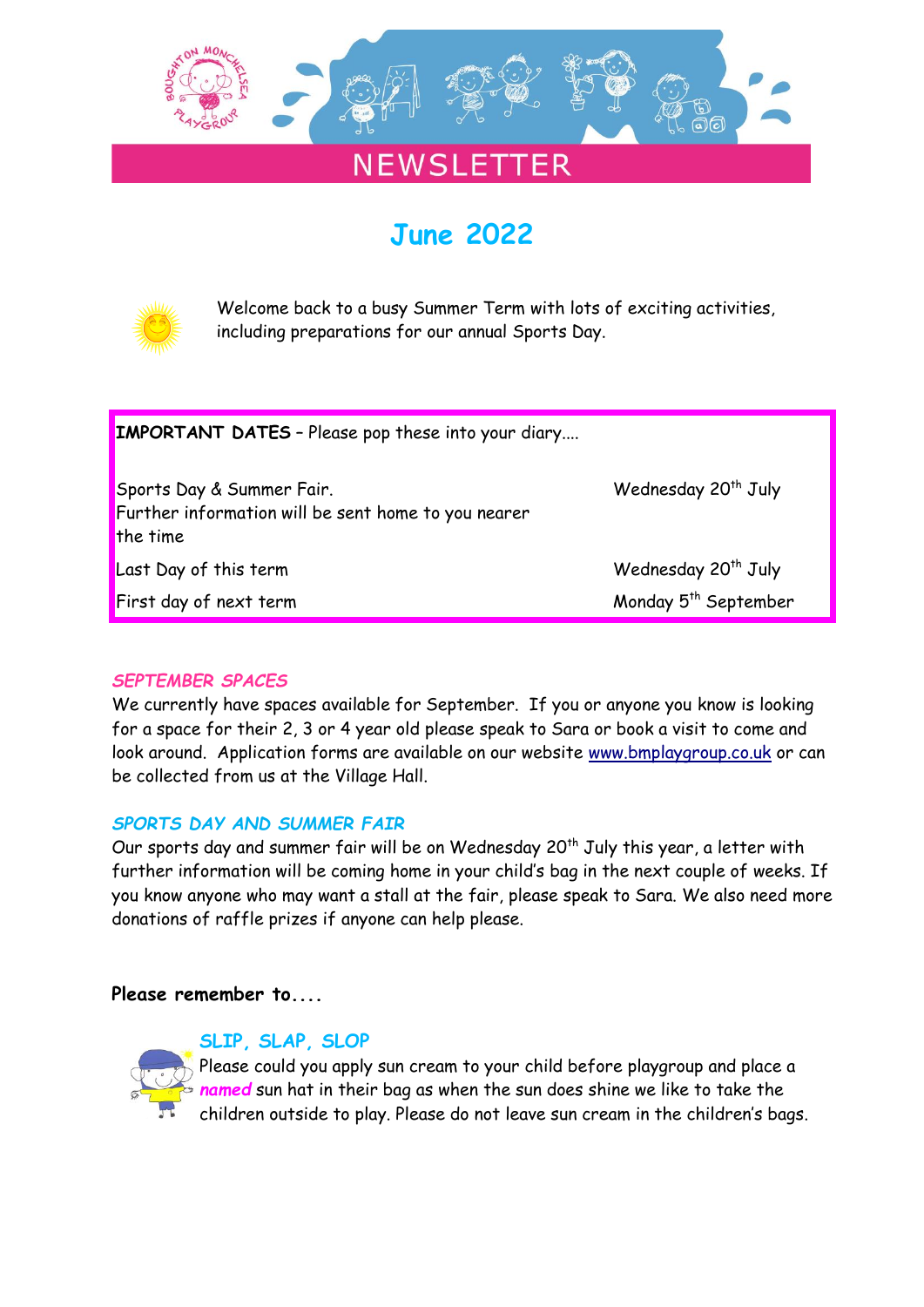# NEWSLETTER

## June 2022

Welcome back to a busy Summer Term with lots of exciting activities, including preparations for our annual Sports Day.

| **IMPORTANT DATES** – Please pop these into your diary.... | |
|---|---|
| Sports Day & Summer Fair. Further information will be sent home to you nearer the time | Wednesday 20th July |
| Last Day of this term | Wednesday 20th July |
| First day of next term | Monday 5th September |

### *SEPTEMBER SPACES*

We currently have spaces available for September. If you or anyone you know is looking for a space for their 2, 3 or 4 year old please speak to Sara or book a visit to come and look around. Application forms are available on our website www.bmplaygroup.co.uk or can be collected from us at the Village Hall.

### *SPORTS DAY AND SUMMER FAIR*

Our sports day and summer fair will be on Wednesday 20th July this year, a letter with further information will be coming home in your child's bag in the next couple of weeks. If you know anyone who may want a stall at the fair, please speak to Sara. We also need more donations of raffle prizes if anyone can help please.

**Please remember to....**

### SLIP, SLAP, SLOP

Please could you apply sun cream to your child before playgroup and place a ***named*** sun hat in their bag as when the sun does shine we like to take the children outside to play. Please do not leave sun cream in the children's bags.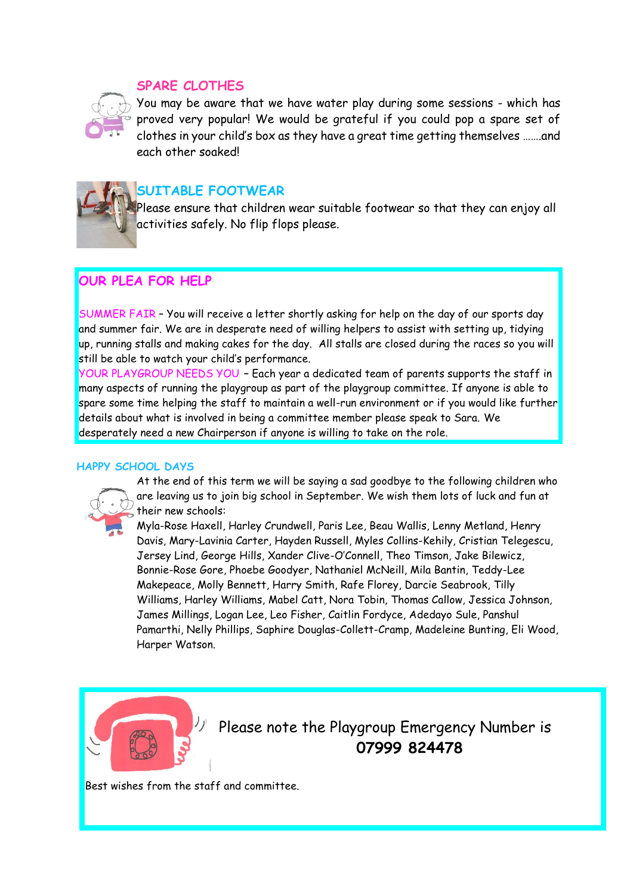## SPARE CLOTHES

You may be aware that we have water play during some sessions - which has proved very popular! We would be grateful if you could pop a spare set of clothes in your child's box as they have a great time getting themselves …….and each other soaked!

## SUITABLE FOOTWEAR

Please ensure that children wear suitable footwear so that they can enjoy all activities safely. No flip flops please.

## OUR PLEA FOR HELP

SUMMER FAIR – You will receive a letter shortly asking for help on the day of our sports day and summer fair. We are in desperate need of willing helpers to assist with setting up, tidying up, running stalls and making cakes for the day. All stalls are closed during the races so you will still be able to watch your child's performance.

YOUR PLAYGROUP NEEDS YOU – Each year a dedicated team of parents supports the staff in many aspects of running the playgroup as part of the playgroup committee. If anyone is able to spare some time helping the staff to maintain a well-run environment or if you would like further details about what is involved in being a committee member please speak to Sara. We desperately need a new Chairperson if anyone is willing to take on the role.

## HAPPY SCHOOL DAYS

At the end of this term we will be saying a sad goodbye to the following children who are leaving us to join big school in September. We wish them lots of luck and fun at their new schools:

Myla-Rose Haxell, Harley Crundwell, Paris Lee, Beau Wallis, Lenny Metland, Henry Davis, Mary-Lavinia Carter, Hayden Russell, Myles Collins-Kehily, Cristian Telegescu, Jersey Lind, George Hills, Xander Clive-O'Connell, Theo Timson, Jake Bilewicz, Bonnie-Rose Gore, Phoebe Goodyer, Nathaniel McNeill, Mila Bantin, Teddy-Lee Makepeace, Molly Bennett, Harry Smith, Rafe Florey, Darcie Seabrook, Tilly Williams, Harley Williams, Mabel Catt, Nora Tobin, Thomas Callow, Jessica Johnson, James Millings, Logan Lee, Leo Fisher, Caitlin Fordyce, Adedayo Sule, Panshul Pamarthi, Nelly Phillips, Saphire Douglas-Collett-Cramp, Madeleine Bunting, Eli Wood, Harper Watson.

Please note the Playgroup Emergency Number is
**07999 824478**

Best wishes from the staff and committee.